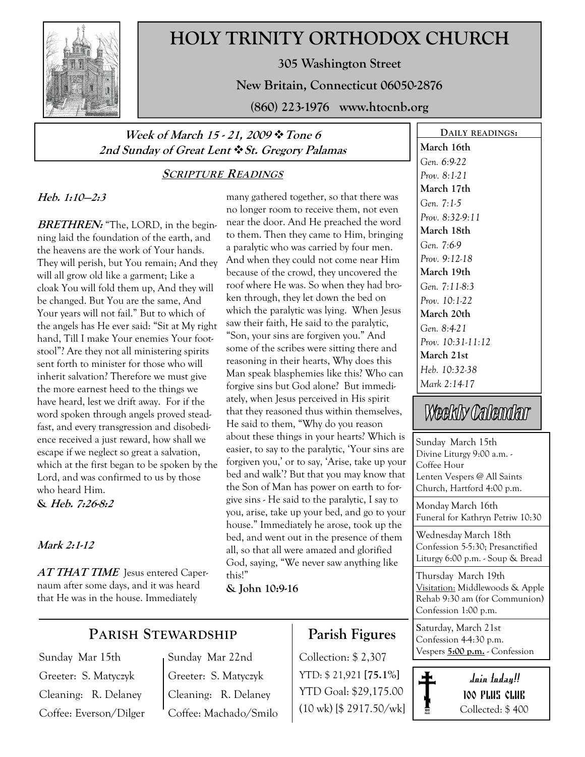# HOLY TRINITY ORTHODOX CHURCH

**305 Washington Street**

**New Britain, Connecticut 06050-2876**

**(860) 223-1976 www.htocnb.org**

***Week of March 15 - 21, 2009 ❖ Tone 6***
***2nd Sunday of Great Lent ❖ St. Gregory Palamas***

## SCRIPTURE READINGS

***Heb. 1:10—2:3***

***BRETHREN:*** "The, LORD, in the beginning laid the foundation of the earth, and the heavens are the work of Your hands. They will perish, but You remain; And they will all grow old like a garment; Like a cloak You will fold them up, And they will be changed. But You are the same, And Your years will not fail." But to which of the angels has He ever said: "Sit at My right hand, Till I make Your enemies Your footstool"? Are they not all ministering spirits sent forth to minister for those who will inherit salvation? Therefore we must give the more earnest heed to the things we have heard, lest we drift away. For if the word spoken through angels proved steadfast, and every transgression and disobedience received a just reward, how shall we escape if we neglect so great a salvation, which at the first began to be spoken by the Lord, and was confirmed to us by those who heard Him.

***& Heb. 7:26-8:2***

***Mark 2:1-12***

***AT THAT TIME*** Jesus entered Capernaum after some days, and it was heard that He was in the house. Immediately many gathered together, so that there was no longer room to receive them, not even near the door. And He preached the word to them. Then they came to Him, bringing a paralytic who was carried by four men. And when they could not come near Him because of the crowd, they uncovered the roof where He was. So when they had broken through, they let down the bed on which the paralytic was lying. When Jesus saw their faith, He said to the paralytic, "Son, your sins are forgiven you." And some of the scribes were sitting there and reasoning in their hearts, Why does this Man speak blasphemies like this? Who can forgive sins but God alone? But immediately, when Jesus perceived in His spirit that they reasoned thus within themselves, He said to them, "Why do you reason about these things in your hearts? Which is easier, to say to the paralytic, 'Your sins are forgiven you,' or to say, 'Arise, take up your bed and walk'? But that you may know that the Son of Man has power on earth to forgive sins - He said to the paralytic, I say to you, arise, take up your bed, and go to your house." Immediately he arose, took up the bed, and went out in the presence of them all, so that all were amazed and glorified God, saying, "We never saw anything like this!"

**& John 10:9-16**

## DAILY READINGS:

**March 16th**
*Gen. 6:9-22*
*Prov. 8:1-21*

**March 17th**
*Gen. 7:1-5*
*Prov. 8:32-9:11*

**March 18th**
*Gen. 7:6-9*
*Prov. 9:12-18*

**March 19th**
*Gen. 7:11-8:3*
*Prov. 10:1-22*

**March 20th**
*Gen. 8:4-21*
*Prov. 10:31-11:12*

**March 21st**
*Heb. 10:32-38*
*Mark 2:14-17*

## Weekly Calendar

Sunday March 15th
Divine Liturgy 9:00 a.m. - Coffee Hour
Lenten Vespers @ All Saints Church, Hartford 4:00 p.m.

Monday March 16th
Funeral for Kathryn Petriw 10:30

Wednesday March 18th
Confession 5-5:30; Presanctified Liturgy 6:00 p.m. - Soup & Bread

Thursday March 19th
Visitation: Middlewoods & Apple Rehab 9:30 am (for Communion)
Confession 1:00 p.m.

Saturday, March 21st
Confession 4-4:30 p.m.
Vespers **5:00 p.m.** - Confession

## PARISH STEWARDSHIP

| Sunday Mar 15th | Sunday Mar 22nd |
|---|---|
| Greeter: S. Matyczyk | Greeter: S. Matyczyk |
| Cleaning: R. Delaney | Cleaning: R. Delaney |
| Coffee: Everson/Dilger | Coffee: Machado/Smilo |

## Parish Figures

Collection: $ 2,307
YTD: $ 21,921 **[75.1%]**
YTD Goal: $29,175.00
(10 wk) [$ 2917.50/wk]

**Join today!!**
**100 PLUS CLUB**
Collected: $ 400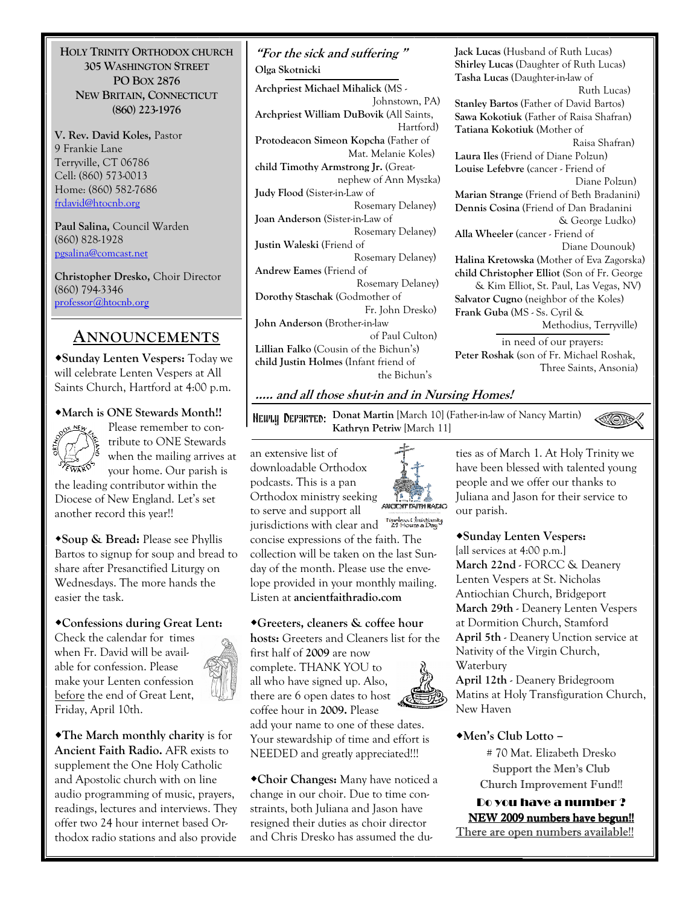**HOLY TRINITY ORTHODOX CHURCH**
**305 WASHINGTON STREET**
**PO BOX 2876**
**NEW BRITAIN, CONNECTICUT**
**(860) 223-1976**

**V. Rev. David Koles,** Pastor
9 Frankie Lane
Terryville, CT 06786
Cell: (860) 573-0013
Home: (860) 582-7686
frdavid@htocnb.org

**Paul Salina,** Council Warden
(860) 828-1928
pgsalina@comcast.net

**Christopher Dresko,** Choir Director
(860) 794-3346
professor@htocnb.org

## ANNOUNCEMENTS

◆**Sunday Lenten Vespers:** Today we will celebrate Lenten Vespers at All Saints Church, Hartford at 4:00 p.m.

◆**March is ONE Stewards Month!!** Please remember to contribute to ONE Stewards when the mailing arrives at your home. Our parish is the leading contributor within the Diocese of New England. Let's set another record this year!!

◆**Soup & Bread:** Please see Phyllis Bartos to signup for soup and bread to share after Presanctified Liturgy on Wednesdays. The more hands the easier the task.

◆**Confessions during Great Lent:** Check the calendar for times when Fr. David will be available for confession. Please make your Lenten confession before the end of Great Lent, Friday, April 10th.

◆**The March monthly charity** is for **Ancient Faith Radio.** AFR exists to supplement the One Holy Catholic and Apostolic church with on line audio programming of music, prayers, readings, lectures and interviews. They offer two 24 hour internet based Orthodox radio stations and also provide an extensive list of downloadable Orthodox podcasts. This is a pan Orthodox ministry seeking to serve and support all jurisdictions with clear and concise expressions of the faith. The collection will be taken on the last Sunday of the month. Please use the envelope provided in your monthly mailing. Listen at **ancientfaithradio.com**

◆**Greeters, cleaners & coffee hour hosts:** Greeters and Cleaners list for the first half of **2009** are now complete. THANK YOU to all who have signed up. Also, there are 6 open dates to host coffee hour in **2009.** Please add your name to one of these dates. Your stewardship of time and effort is NEEDED and greatly appreciated!!!

◆**Choir Changes:** Many have noticed a change in our choir. Due to time constraints, both Juliana and Jason have resigned their duties as choir director and Chris Dresko has assumed the duties as of March 1. At Holy Trinity we have been blessed with talented young people and we offer our thanks to Juliana and Jason for their service to our parish.

◆**Sunday Lenten Vespers:**
[all services at 4:00 p.m.]
**March 22nd** - FORCC & Deanery Lenten Vespers at St. Nicholas Antiochian Church, Bridgeport
**March 29th** - Deanery Lenten Vespers at Dormition Church, Stamford
**April 5th** - Deanery Unction service at Nativity of the Virgin Church, Waterbury
**April 12th** - Deanery Bridegroom Matins at Holy Transfiguration Church, New Haven

◆**Men's Club Lotto –**
# 70 Mat. Elizabeth Dresko
Support the Men's Club Church Improvement Fund!!
**Do you have a number ?**
**NEW 2009 numbers have begun!!**
There are open numbers available!!

### *"For the sick and suffering"*

**Olga Skotnicki**

**Archpriest Michael Mihalick** (MS - Johnstown, PA)
**Archpriest William DuBovik** (All Saints, Hartford)
**Protodeacon Simeon Kopcha** (Father of Mat. Melanie Koles)
**child Timothy Armstrong Jr.** (Great-nephew of Ann Myszka)
**Judy Flood** (Sister-in-Law of Rosemary Delaney)
**Joan Anderson** (Sister-in-Law of Rosemary Delaney)
**Justin Waleski** (Friend of Rosemary Delaney)
**Andrew Eames** (Friend of Rosemary Delaney)
**Dorothy Staschak** (Godmother of Fr. John Dresko)
**John Anderson** (Brother-in-law of Paul Culton)
**Lillian Falko** (Cousin of the Bichun's)
**child Justin Holmes** (Infant friend of the Bichun's
**Jack Lucas** (Husband of Ruth Lucas)
**Shirley Lucas** (Daughter of Ruth Lucas)
**Tasha Lucas** (Daughter-in-law of Ruth Lucas)
**Stanley Bartos** (Father of David Bartos)
**Sawa Kokotiuk** (Father of Raisa Shafran)
**Tatiana Kokotiuk** (Mother of Raisa Shafran)
**Laura Iles** (Friend of Diane Polzun)
**Louise Lefebvre** (cancer - Friend of Diane Polzun)
**Marian Strange** (Friend of Beth Bradanini)
**Dennis Cosina** (Friend of Dan Bradanini & George Ludko)
**Alla Wheeler** (cancer - Friend of Diane Dounouk)
**Halina Kretowska** (Mother of Eva Zagorska)
**child Christopher Elliot** (Son of Fr. George & Kim Elliot, St. Paul, Las Vegas, NV)
**Salvator Cugno** (neighbor of the Koles)
**Frank Guba** (MS - Ss. Cyril & Methodius, Terryville)

in need of our prayers:
**Peter Roshak** (son of Fr. Michael Roshak, Three Saints, Ansonia)

***..... and all those shut-in and in Nursing Homes!***

**NEWLY DEPARTED:** **Donat Martin** [March 10] (Father-in-law of Nancy Martin)
**Kathryn Petriw** [March 11]